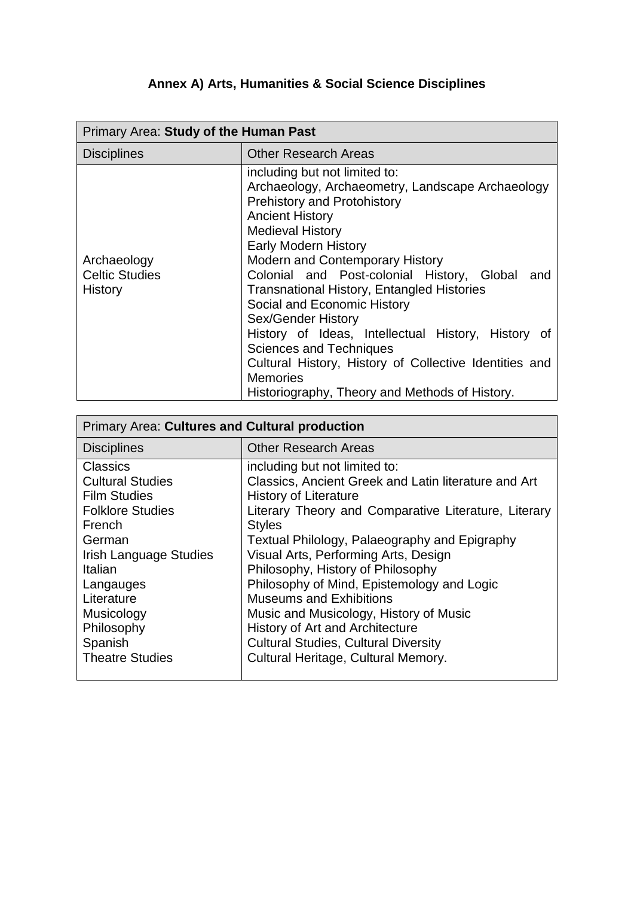# Annex A) Arts, Humanities & Social Science Disciplines

| Primary Area: **Study of the Human Past** | |
|---|---|
| Disciplines | Other Research Areas |
| Archaeology<br>Celtic Studies<br>History | including but not limited to:<br>Archaeology, Archaeometry, Landscape Archaeology<br>Prehistory and Protohistory<br>Ancient History<br>Medieval History<br>Early Modern History<br>Modern and Contemporary History<br>Colonial and Post-colonial History, Global and Transnational History, Entangled Histories<br>Social and Economic History<br>Sex/Gender History<br>History of Ideas, Intellectual History, History of Sciences and Techniques<br>Cultural History, History of Collective Identities and Memories<br>Historiography, Theory and Methods of History. |

| Primary Area: **Cultures and Cultural production** | |
|---|---|
| Disciplines | Other Research Areas |
| Classics<br>Cultural Studies<br>Film Studies<br>Folklore Studies<br>French<br>German<br>Irish Language Studies<br>Italian<br>Langauges<br>Literature<br>Musicology<br>Philosophy<br>Spanish<br>Theatre Studies | including but not limited to:<br>Classics, Ancient Greek and Latin literature and Art<br>History of Literature<br>Literary Theory and Comparative Literature, Literary Styles<br>Textual Philology, Palaeography and Epigraphy<br>Visual Arts, Performing Arts, Design<br>Philosophy, History of Philosophy<br>Philosophy of Mind, Epistemology and Logic<br>Museums and Exhibitions<br>Music and Musicology, History of Music<br>History of Art and Architecture<br>Cultural Studies, Cultural Diversity<br>Cultural Heritage, Cultural Memory. |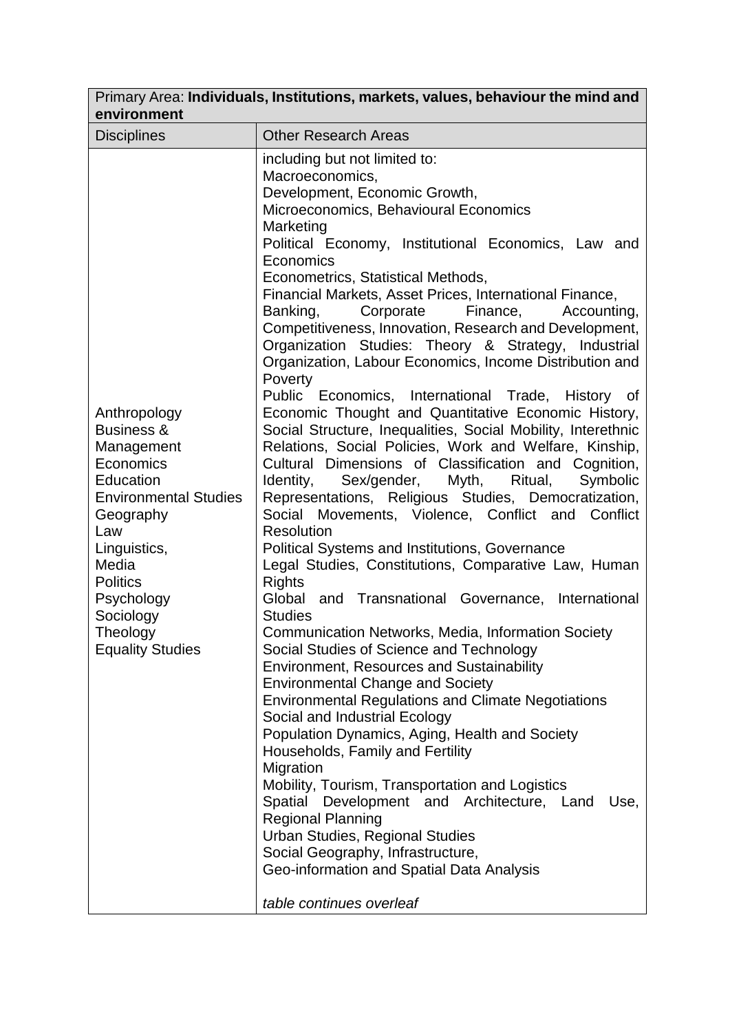| Primary Area: **Individuals, Institutions, markets, values, behaviour the mind and environment** | |
|---|---|
| Disciplines | Other Research Areas |
| Anthropology<br>Business & Management<br>Economics<br>Education<br>Environmental Studies<br>Geography<br>Law<br>Linguistics,<br>Media<br>Politics<br>Psychology<br>Sociology<br>Theology<br>Equality Studies | including but not limited to:<br>Macroeconomics,<br>Development, Economic Growth,<br>Microeconomics, Behavioural Economics<br>Marketing<br>Political Economy, Institutional Economics, Law and Economics<br>Econometrics, Statistical Methods,<br>Financial Markets, Asset Prices, International Finance, Banking, Corporate Finance, Accounting, Competitiveness, Innovation, Research and Development, Organization Studies: Theory & Strategy, Industrial Organization, Labour Economics, Income Distribution and Poverty<br>Public Economics, International Trade, History of Economic Thought and Quantitative Economic History, Social Structure, Inequalities, Social Mobility, Interethnic Relations, Social Policies, Work and Welfare, Kinship, Cultural Dimensions of Classification and Cognition, Identity, Sex/gender, Myth, Ritual, Symbolic Representations, Religious Studies, Democratization, Social Movements, Violence, Conflict and Conflict Resolution<br>Political Systems and Institutions, Governance<br>Legal Studies, Constitutions, Comparative Law, Human Rights<br>Global and Transnational Governance, International Studies<br>Communication Networks, Media, Information Society<br>Social Studies of Science and Technology<br>Environment, Resources and Sustainability<br>Environmental Change and Society<br>Environmental Regulations and Climate Negotiations<br>Social and Industrial Ecology<br>Population Dynamics, Aging, Health and Society<br>Households, Family and Fertility<br>Migration<br>Mobility, Tourism, Transportation and Logistics<br>Spatial Development and Architecture, Land Use, Regional Planning<br>Urban Studies, Regional Studies<br>Social Geography, Infrastructure,<br>Geo-information and Spatial Data Analysis<br><br>*table continues overleaf* |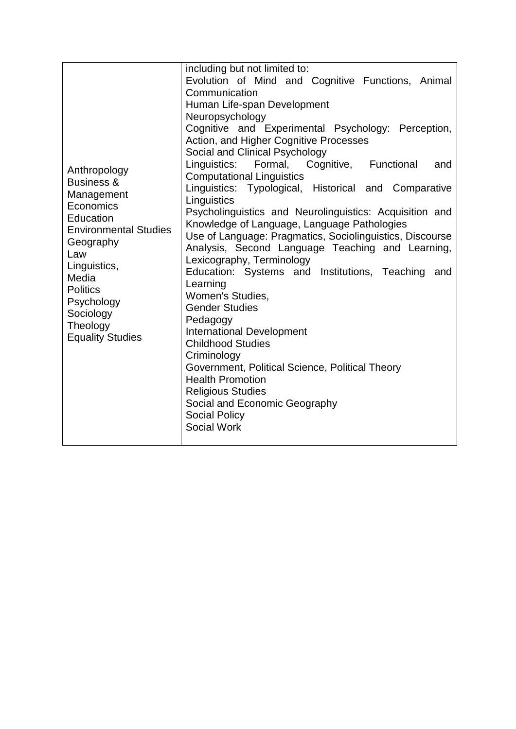| | |
|---|---|
| Anthropology<br>Business & Management<br>Economics<br>Education<br>Environmental Studies<br>Geography<br>Law<br>Linguistics,<br>Media<br>Politics<br>Psychology<br>Sociology<br>Theology<br>Equality Studies | including but not limited to:<br>Evolution of Mind and Cognitive Functions, Animal Communication<br>Human Life-span Development<br>Neuropsychology<br>Cognitive and Experimental Psychology: Perception, Action, and Higher Cognitive Processes<br>Social and Clinical Psychology<br>Linguistics: Formal, Cognitive, Functional and Computational Linguistics<br>Linguistics: Typological, Historical and Comparative Linguistics<br>Psycholinguistics and Neurolinguistics: Acquisition and Knowledge of Language, Language Pathologies<br>Use of Language: Pragmatics, Sociolinguistics, Discourse Analysis, Second Language Teaching and Learning, Lexicography, Terminology<br>Education: Systems and Institutions, Teaching and Learning<br>Women's Studies,<br>Gender Studies<br>Pedagogy<br>International Development<br>Childhood Studies<br>Criminology<br>Government, Political Science, Political Theory<br>Health Promotion<br>Religious Studies<br>Social and Economic Geography<br>Social Policy<br>Social Work |